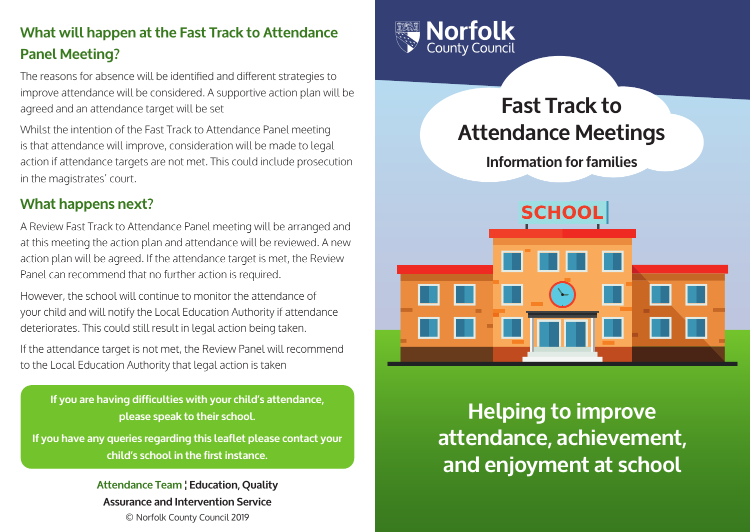## What will happen at the Fast Track to Attendance Panel Meeting?

The reasons for absence will be identified and different strategies to improve attendance will be considered. A supportive action plan will be agreed and an attendance target will be set

Whilst the intention of the Fast Track to Attendance Panel meeting is that attendance will improve, consideration will be made to legal action if attendance targets are not met. This could include prosecution in the magistrates' court.

## What happens next?

A Review Fast Track to Attendance Panel meeting will be arranged and at this meeting the action plan and attendance will be reviewed. A new action plan will be agreed. If the attendance target is met, the Review Panel can recommend that no further action is required.

However, the school will continue to monitor the attendance of your child and will notify the Local Education Authority if attendance deteriorates. This could still result in legal action being taken.

If the attendance target is not met, the Review Panel will recommend to the Local Education Authority that legal action is taken

**If you are having difficulties with your child's attendance, please speak to their school.**

**If you have any queries regarding this leaflet please contact your child's school in the first instance.**

**Attendance Team ¦ Education, Quality Assurance and Intervention Service**

© Norfolk County Council 2019

Norfolk County Council

# Fast Track to Attendance Meetings

**Information for families**

SCHOOL

## Helping to improve attendance, achievement, and enjoyment at school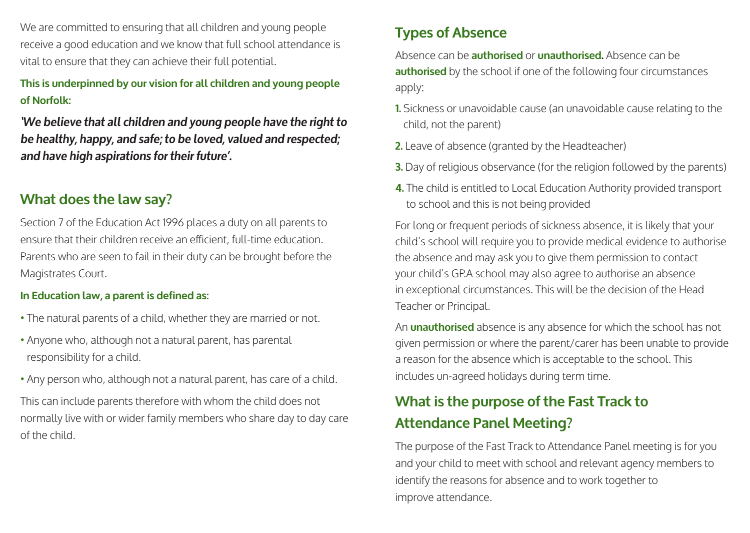We are committed to ensuring that all children and young people receive a good education and we know that full school attendance is vital to ensure that they can achieve their full potential.

**This is underpinned by our vision for all children and young people of Norfolk:**

***'We believe that all children and young people have the right to be healthy, happy, and safe; to be loved, valued and respected; and have high aspirations for their future'.***

## What does the law say?

Section 7 of the Education Act 1996 places a duty on all parents to ensure that their children receive an efficient, full-time education. Parents who are seen to fail in their duty can be brought before the Magistrates Court.

**In Education law, a parent is defined as:**

- The natural parents of a child, whether they are married or not.
- Anyone who, although not a natural parent, has parental responsibility for a child.
- Any person who, although not a natural parent, has care of a child.

This can include parents therefore with whom the child does not normally live with or wider family members who share day to day care of the child.

## Types of Absence

Absence can be **authorised** or **unauthorised.** Absence can be **authorised** by the school if one of the following four circumstances apply:

1. Sickness or unavoidable cause (an unavoidable cause relating to the child, not the parent)
2. Leave of absence (granted by the Headteacher)
3. Day of religious observance (for the religion followed by the parents)
4. The child is entitled to Local Education Authority provided transport to school and this is not being provided

For long or frequent periods of sickness absence, it is likely that your child's school will require you to provide medical evidence to authorise the absence and may ask you to give them permission to contact your child's GP.A school may also agree to authorise an absence in exceptional circumstances. This will be the decision of the Head Teacher or Principal.

An **unauthorised** absence is any absence for which the school has not given permission or where the parent/carer has been unable to provide a reason for the absence which is acceptable to the school. This includes un-agreed holidays during term time.

## What is the purpose of the Fast Track to Attendance Panel Meeting?

The purpose of the Fast Track to Attendance Panel meeting is for you and your child to meet with school and relevant agency members to identify the reasons for absence and to work together to improve attendance.